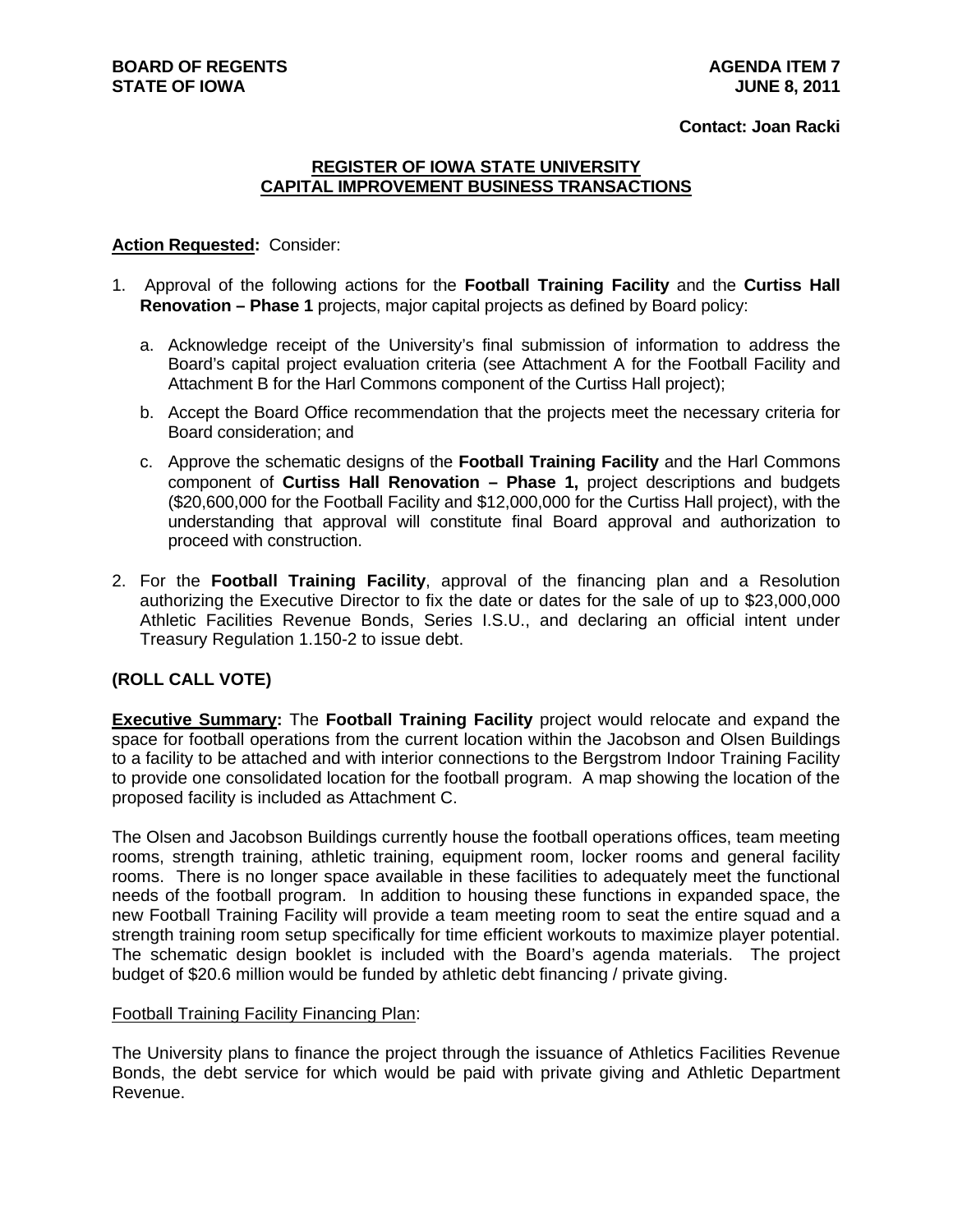**BOARD OF REGENTS**
**STATE OF IOWA**

**AGENDA ITEM 7**
**JUNE 8, 2011**

**Contact: Joan Racki**

## REGISTER OF IOWA STATE UNIVERSITY CAPITAL IMPROVEMENT BUSINESS TRANSACTIONS

**Action Requested:** Consider:

1. Approval of the following actions for the **Football Training Facility** and the **Curtiss Hall Renovation – Phase 1** projects, major capital projects as defined by Board policy:

   a. Acknowledge receipt of the University's final submission of information to address the Board's capital project evaluation criteria (see Attachment A for the Football Facility and Attachment B for the Harl Commons component of the Curtiss Hall project);

   b. Accept the Board Office recommendation that the projects meet the necessary criteria for Board consideration; and

   c. Approve the schematic designs of the **Football Training Facility** and the Harl Commons component of **Curtiss Hall Renovation – Phase 1,** project descriptions and budgets ($20,600,000 for the Football Facility and $12,000,000 for the Curtiss Hall project), with the understanding that approval will constitute final Board approval and authorization to proceed with construction.

2. For the **Football Training Facility**, approval of the financing plan and a Resolution authorizing the Executive Director to fix the date or dates for the sale of up to $23,000,000 Athletic Facilities Revenue Bonds, Series I.S.U., and declaring an official intent under Treasury Regulation 1.150-2 to issue debt.

**(ROLL CALL VOTE)**

**Executive Summary:** The **Football Training Facility** project would relocate and expand the space for football operations from the current location within the Jacobson and Olsen Buildings to a facility to be attached and with interior connections to the Bergstrom Indoor Training Facility to provide one consolidated location for the football program. A map showing the location of the proposed facility is included as Attachment C.

The Olsen and Jacobson Buildings currently house the football operations offices, team meeting rooms, strength training, athletic training, equipment room, locker rooms and general facility rooms. There is no longer space available in these facilities to adequately meet the functional needs of the football program. In addition to housing these functions in expanded space, the new Football Training Facility will provide a team meeting room to seat the entire squad and a strength training room setup specifically for time efficient workouts to maximize player potential. The schematic design booklet is included with the Board's agenda materials. The project budget of $20.6 million would be funded by athletic debt financing / private giving.

Football Training Facility Financing Plan:

The University plans to finance the project through the issuance of Athletics Facilities Revenue Bonds, the debt service for which would be paid with private giving and Athletic Department Revenue.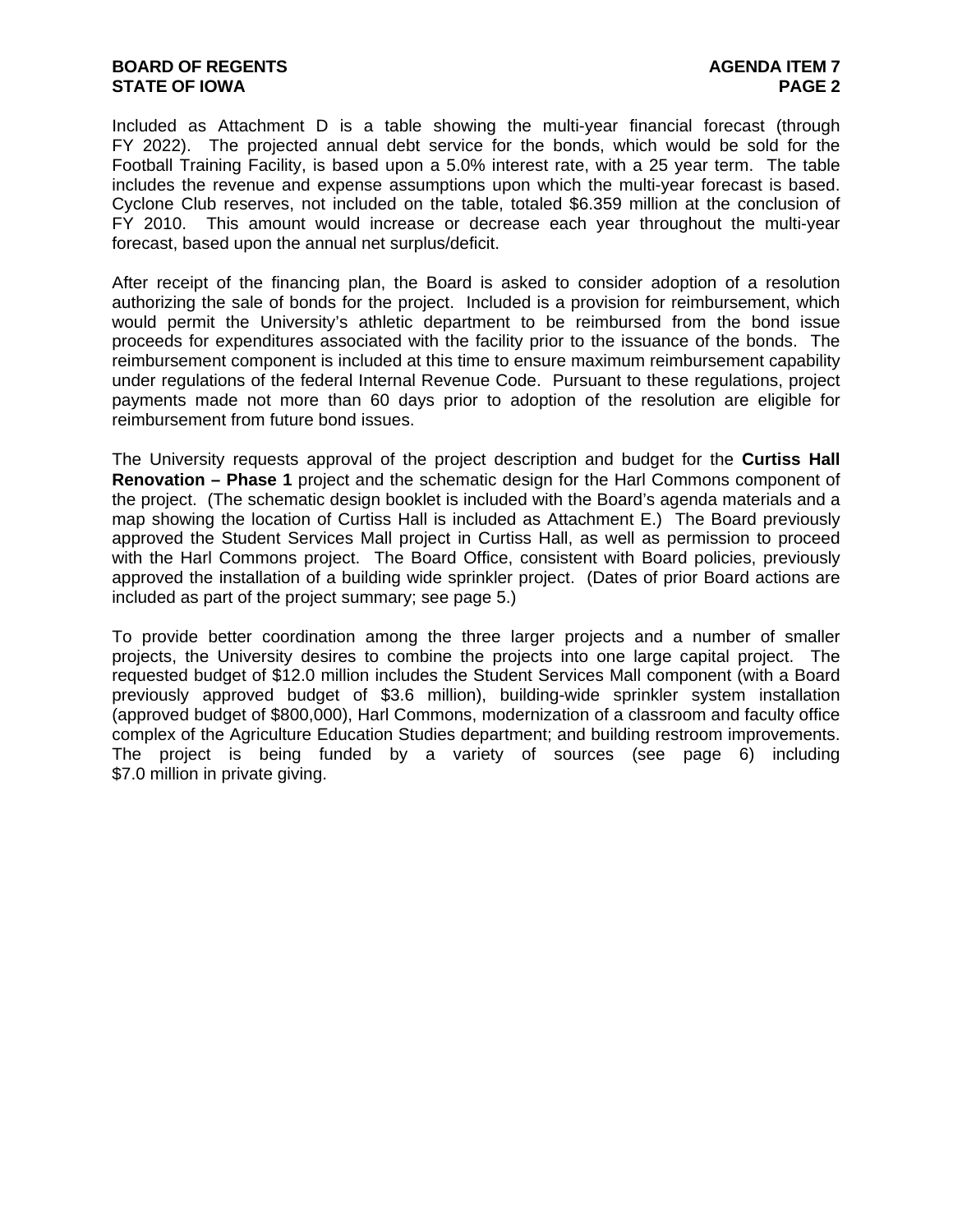Included as Attachment D is a table showing the multi-year financial forecast (through FY 2022). The projected annual debt service for the bonds, which would be sold for the Football Training Facility, is based upon a 5.0% interest rate, with a 25 year term. The table includes the revenue and expense assumptions upon which the multi-year forecast is based. Cyclone Club reserves, not included on the table, totaled $6.359 million at the conclusion of FY 2010. This amount would increase or decrease each year throughout the multi-year forecast, based upon the annual net surplus/deficit.

After receipt of the financing plan, the Board is asked to consider adoption of a resolution authorizing the sale of bonds for the project. Included is a provision for reimbursement, which would permit the University's athletic department to be reimbursed from the bond issue proceeds for expenditures associated with the facility prior to the issuance of the bonds. The reimbursement component is included at this time to ensure maximum reimbursement capability under regulations of the federal Internal Revenue Code. Pursuant to these regulations, project payments made not more than 60 days prior to adoption of the resolution are eligible for reimbursement from future bond issues.

The University requests approval of the project description and budget for the **Curtiss Hall Renovation – Phase 1** project and the schematic design for the Harl Commons component of the project. (The schematic design booklet is included with the Board's agenda materials and a map showing the location of Curtiss Hall is included as Attachment E.) The Board previously approved the Student Services Mall project in Curtiss Hall, as well as permission to proceed with the Harl Commons project. The Board Office, consistent with Board policies, previously approved the installation of a building wide sprinkler project. (Dates of prior Board actions are included as part of the project summary; see page 5.)

To provide better coordination among the three larger projects and a number of smaller projects, the University desires to combine the projects into one large capital project. The requested budget of $12.0 million includes the Student Services Mall component (with a Board previously approved budget of $3.6 million), building-wide sprinkler system installation (approved budget of $800,000), Harl Commons, modernization of a classroom and faculty office complex of the Agriculture Education Studies department; and building restroom improvements. The project is being funded by a variety of sources (see page 6) including $7.0 million in private giving.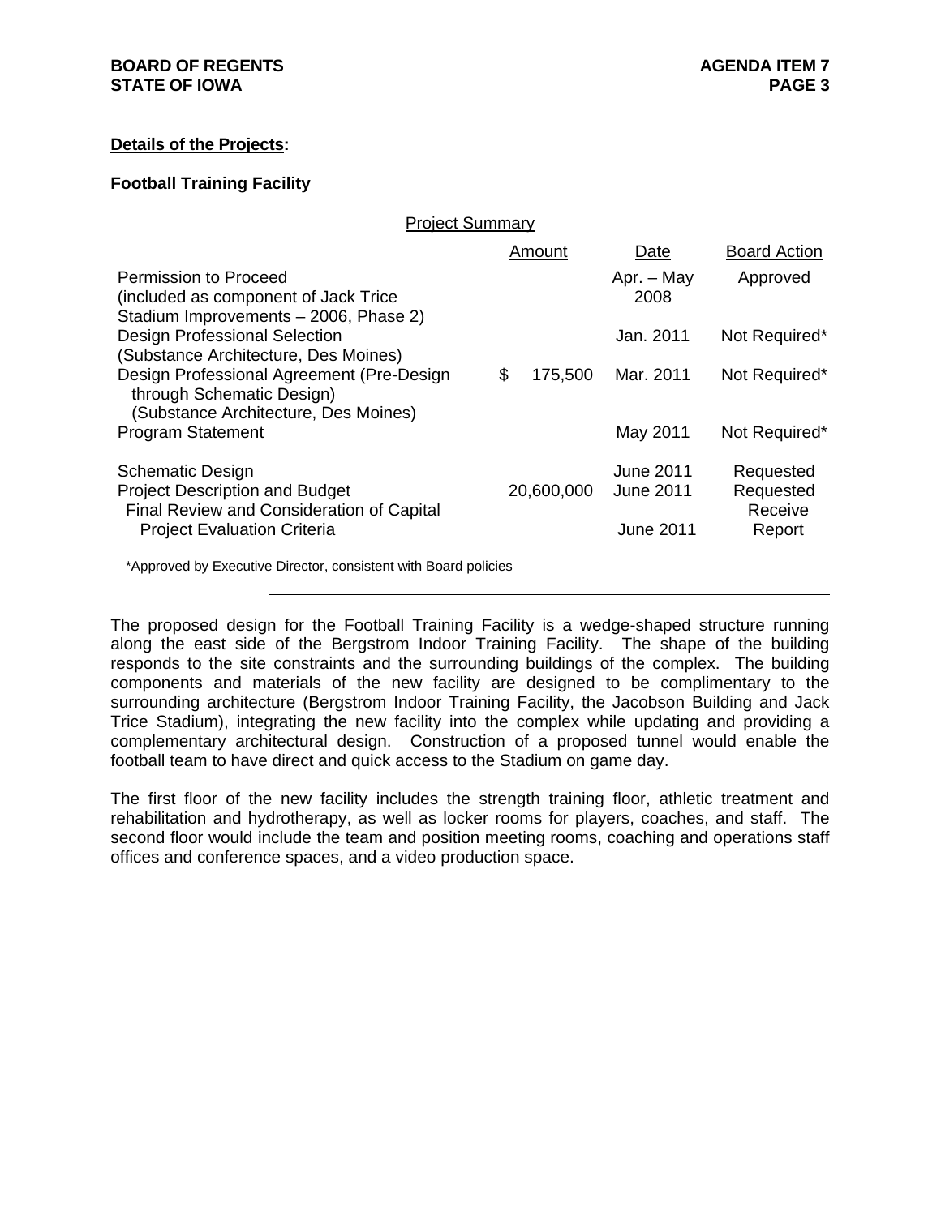**Details of the Projects:**

**Football Training Facility**

Project Summary

| | Amount | Date | Board Action |
|---|---|---|---|
| Permission to Proceed (included as component of Jack Trice Stadium Improvements – 2006, Phase 2) | | Apr. – May 2008 | Approved |
| Design Professional Selection (Substance Architecture, Des Moines) | | Jan. 2011 | Not Required* |
| Design Professional Agreement (Pre-Design through Schematic Design) (Substance Architecture, Des Moines) | $ 175,500 | Mar. 2011 | Not Required* |
| Program Statement | | May 2011 | Not Required* |
| Schematic Design | | June 2011 | Requested |
| Project Description and Budget | 20,600,000 | June 2011 | Requested |
| Final Review and Consideration of Capital Project Evaluation Criteria | | June 2011 | Receive Report |

*Approved by Executive Director, consistent with Board policies

---

The proposed design for the Football Training Facility is a wedge-shaped structure running along the east side of the Bergstrom Indoor Training Facility. The shape of the building responds to the site constraints and the surrounding buildings of the complex. The building components and materials of the new facility are designed to be complimentary to the surrounding architecture (Bergstrom Indoor Training Facility, the Jacobson Building and Jack Trice Stadium), integrating the new facility into the complex while updating and providing a complementary architectural design. Construction of a proposed tunnel would enable the football team to have direct and quick access to the Stadium on game day.

The first floor of the new facility includes the strength training floor, athletic treatment and rehabilitation and hydrotherapy, as well as locker rooms for players, coaches, and staff. The second floor would include the team and position meeting rooms, coaching and operations staff offices and conference spaces, and a video production space.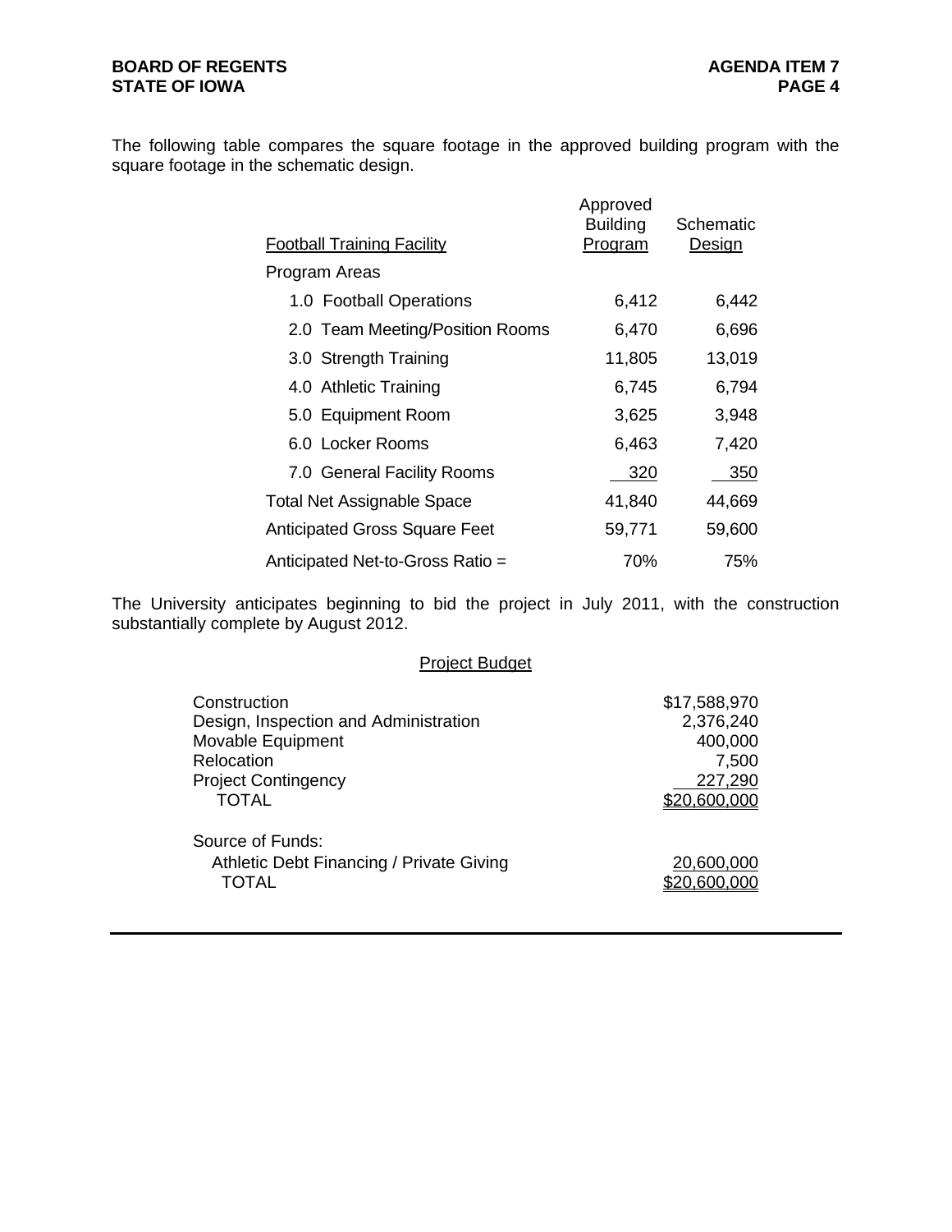The following table compares the square footage in the approved building program with the square footage in the schematic design.

| Football Training Facility | Approved Building Program | Schematic Design |
|---|---|---|
| Program Areas | | |
| 1.0 Football Operations | 6,412 | 6,442 |
| 2.0 Team Meeting/Position Rooms | 6,470 | 6,696 |
| 3.0 Strength Training | 11,805 | 13,019 |
| 4.0 Athletic Training | 6,745 | 6,794 |
| 5.0 Equipment Room | 3,625 | 3,948 |
| 6.0 Locker Rooms | 6,463 | 7,420 |
| 7.0 General Facility Rooms | 320 | 350 |
| Total Net Assignable Space | 41,840 | 44,669 |
| Anticipated Gross Square Feet | 59,771 | 59,600 |
| Anticipated Net-to-Gross Ratio = | 70% | 75% |

The University anticipates beginning to bid the project in July 2011, with the construction substantially complete by August 2012.

## Project Budget

| | |
|---|---|
| Construction | $17,588,970 |
| Design, Inspection and Administration | 2,376,240 |
| Movable Equipment | 400,000 |
| Relocation | 7,500 |
| Project Contingency | 227,290 |
| TOTAL | $20,600,000 |
| Source of Funds: | |
| Athletic Debt Financing / Private Giving | 20,600,000 |
| TOTAL | $20,600,000 |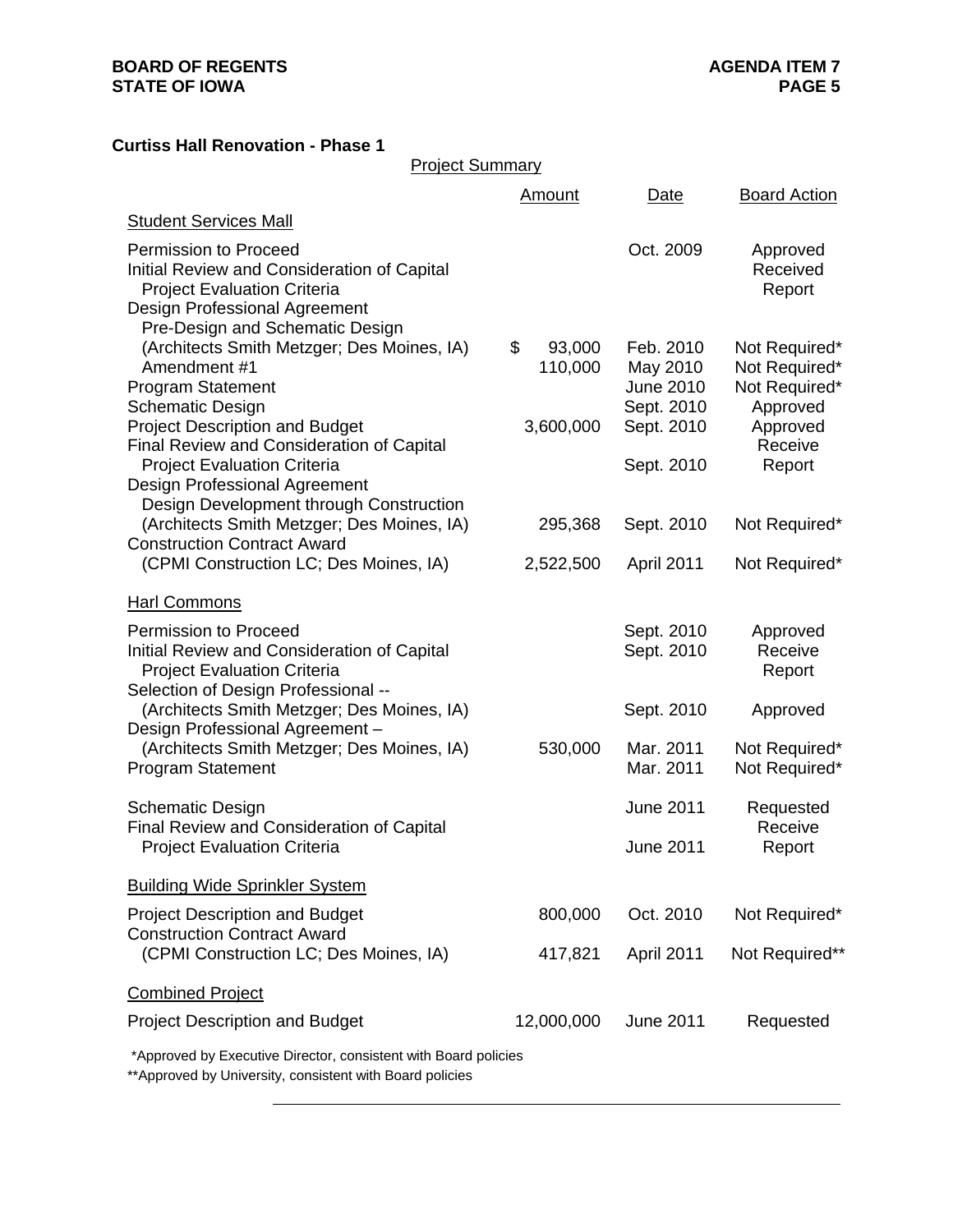**Curtiss Hall Renovation - Phase 1**

Project Summary

| | Amount | Date | Board Action |
|---|---|---|---|
| Student Services Mall | | | |
| Permission to Proceed | | Oct. 2009 | Approved |
| Initial Review and Consideration of Capital Project Evaluation Criteria | | | Received Report |
| Design Professional Agreement Pre-Design and Schematic Design (Architects Smith Metzger; Des Moines, IA) | $ 93,000 | Feb. 2010 | Not Required* |
| Amendment #1 | 110,000 | May 2010 | Not Required* |
| Program Statement | | June 2010 | Not Required* |
| Schematic Design | | Sept. 2010 | Approved |
| Project Description and Budget | 3,600,000 | Sept. 2010 | Approved |
| Final Review and Consideration of Capital Project Evaluation Criteria | | Sept. 2010 | Receive Report |
| Design Professional Agreement Design Development through Construction (Architects Smith Metzger; Des Moines, IA) | 295,368 | Sept. 2010 | Not Required* |
| Construction Contract Award (CPMI Construction LC; Des Moines, IA) | 2,522,500 | April 2011 | Not Required* |
| Harl Commons | | | |
| Permission to Proceed | | Sept. 2010 | Approved |
| Initial Review and Consideration of Capital Project Evaluation Criteria | | Sept. 2010 | Receive Report |
| Selection of Design Professional -- (Architects Smith Metzger; Des Moines, IA) | | Sept. 2010 | Approved |
| Design Professional Agreement – (Architects Smith Metzger; Des Moines, IA) | 530,000 | Mar. 2011 | Not Required* |
| Program Statement | | Mar. 2011 | Not Required* |
| Schematic Design | | June 2011 | Requested |
| Final Review and Consideration of Capital Project Evaluation Criteria | | June 2011 | Receive Report |
| Building Wide Sprinkler System | | | |
| Project Description and Budget | 800,000 | Oct. 2010 | Not Required* |
| Construction Contract Award (CPMI Construction LC; Des Moines, IA) | 417,821 | April 2011 | Not Required** |
| Combined Project | | | |
| Project Description and Budget | 12,000,000 | June 2011 | Requested |

*Approved by Executive Director, consistent with Board policies

**Approved by University, consistent with Board policies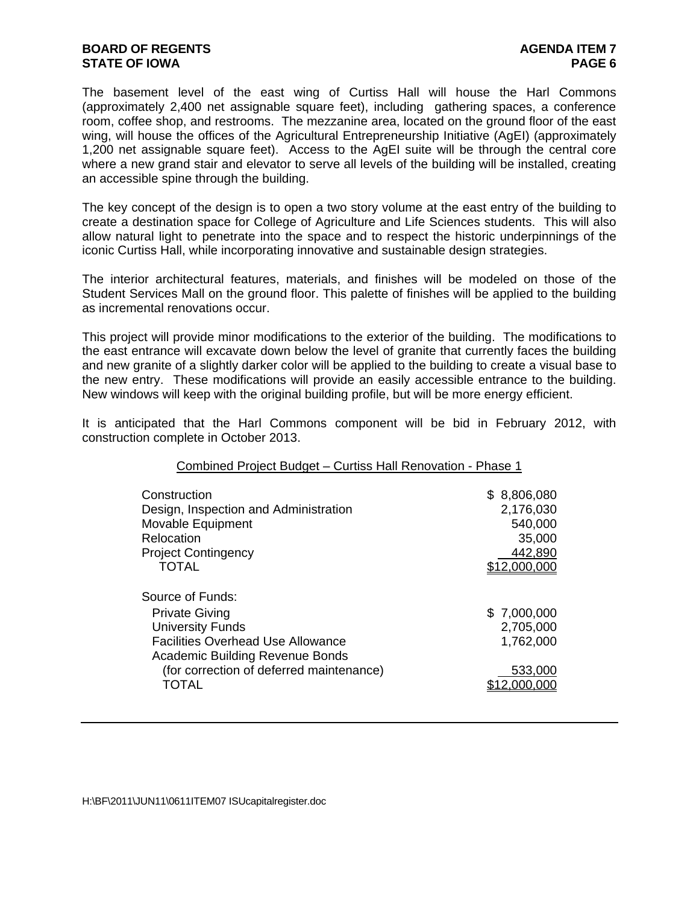The basement level of the east wing of Curtiss Hall will house the Harl Commons (approximately 2,400 net assignable square feet), including gathering spaces, a conference room, coffee shop, and restrooms. The mezzanine area, located on the ground floor of the east wing, will house the offices of the Agricultural Entrepreneurship Initiative (AgEI) (approximately 1,200 net assignable square feet). Access to the AgEI suite will be through the central core where a new grand stair and elevator to serve all levels of the building will be installed, creating an accessible spine through the building.

The key concept of the design is to open a two story volume at the east entry of the building to create a destination space for College of Agriculture and Life Sciences students. This will also allow natural light to penetrate into the space and to respect the historic underpinnings of the iconic Curtiss Hall, while incorporating innovative and sustainable design strategies.

The interior architectural features, materials, and finishes will be modeled on those of the Student Services Mall on the ground floor. This palette of finishes will be applied to the building as incremental renovations occur.

This project will provide minor modifications to the exterior of the building. The modifications to the east entrance will excavate down below the level of granite that currently faces the building and new granite of a slightly darker color will be applied to the building to create a visual base to the new entry. These modifications will provide an easily accessible entrance to the building. New windows will keep with the original building profile, but will be more energy efficient.

It is anticipated that the Harl Commons component will be bid in February 2012, with construction complete in October 2013.

Combined Project Budget – Curtiss Hall Renovation - Phase 1

| | |
|---|---|
| Construction | $ 8,806,080 |
| Design, Inspection and Administration | 2,176,030 |
| Movable Equipment | 540,000 |
| Relocation | 35,000 |
| Project Contingency | 442,890 |
| TOTAL | $12,000,000 |
| | |
| Source of Funds: | |
| Private Giving | $ 7,000,000 |
| University Funds | 2,705,000 |
| Facilities Overhead Use Allowance | 1,762,000 |
| Academic Building Revenue Bonds (for correction of deferred maintenance) | 533,000 |
| TOTAL | $12,000,000 |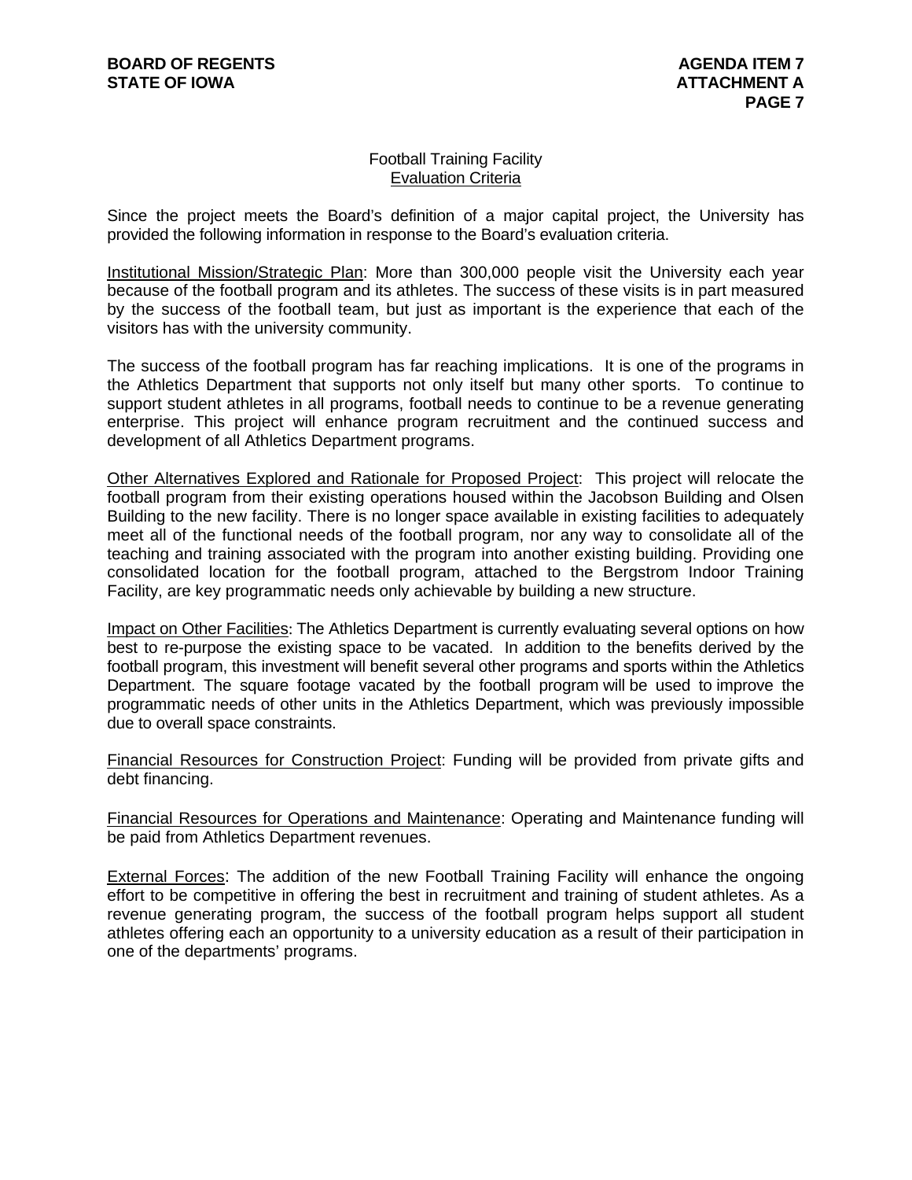## Football Training Facility
### Evaluation Criteria

Since the project meets the Board's definition of a major capital project, the University has provided the following information in response to the Board's evaluation criteria.

Institutional Mission/Strategic Plan: More than 300,000 people visit the University each year because of the football program and its athletes. The success of these visits is in part measured by the success of the football team, but just as important is the experience that each of the visitors has with the university community.

The success of the football program has far reaching implications. It is one of the programs in the Athletics Department that supports not only itself but many other sports. To continue to support student athletes in all programs, football needs to continue to be a revenue generating enterprise. This project will enhance program recruitment and the continued success and development of all Athletics Department programs.

Other Alternatives Explored and Rationale for Proposed Project: This project will relocate the football program from their existing operations housed within the Jacobson Building and Olsen Building to the new facility. There is no longer space available in existing facilities to adequately meet all of the functional needs of the football program, nor any way to consolidate all of the teaching and training associated with the program into another existing building. Providing one consolidated location for the football program, attached to the Bergstrom Indoor Training Facility, are key programmatic needs only achievable by building a new structure.

Impact on Other Facilities: The Athletics Department is currently evaluating several options on how best to re-purpose the existing space to be vacated. In addition to the benefits derived by the football program, this investment will benefit several other programs and sports within the Athletics Department. The square footage vacated by the football program will be used to improve the programmatic needs of other units in the Athletics Department, which was previously impossible due to overall space constraints.

Financial Resources for Construction Project: Funding will be provided from private gifts and debt financing.

Financial Resources for Operations and Maintenance: Operating and Maintenance funding will be paid from Athletics Department revenues.

External Forces: The addition of the new Football Training Facility will enhance the ongoing effort to be competitive in offering the best in recruitment and training of student athletes. As a revenue generating program, the success of the football program helps support all student athletes offering each an opportunity to a university education as a result of their participation in one of the departments' programs.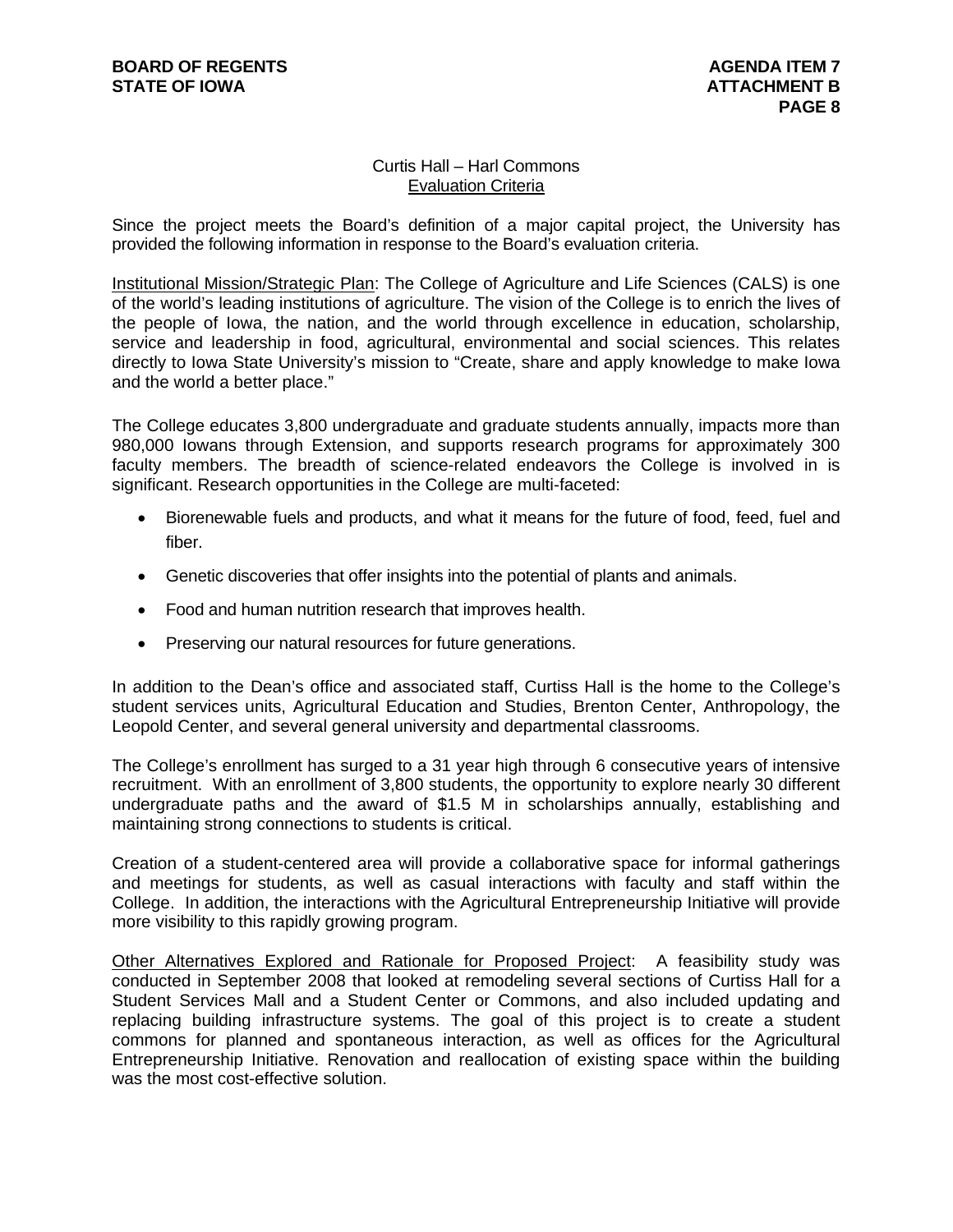Curtis Hall – Harl Commons

Evaluation Criteria

Since the project meets the Board's definition of a major capital project, the University has provided the following information in response to the Board's evaluation criteria.

Institutional Mission/Strategic Plan: The College of Agriculture and Life Sciences (CALS) is one of the world's leading institutions of agriculture. The vision of the College is to enrich the lives of the people of Iowa, the nation, and the world through excellence in education, scholarship, service and leadership in food, agricultural, environmental and social sciences. This relates directly to Iowa State University's mission to "Create, share and apply knowledge to make Iowa and the world a better place."

The College educates 3,800 undergraduate and graduate students annually, impacts more than 980,000 Iowans through Extension, and supports research programs for approximately 300 faculty members. The breadth of science-related endeavors the College is involved in is significant. Research opportunities in the College are multi-faceted:

- Biorenewable fuels and products, and what it means for the future of food, feed, fuel and fiber.
- Genetic discoveries that offer insights into the potential of plants and animals.
- Food and human nutrition research that improves health.
- Preserving our natural resources for future generations.

In addition to the Dean's office and associated staff, Curtiss Hall is the home to the College's student services units, Agricultural Education and Studies, Brenton Center, Anthropology, the Leopold Center, and several general university and departmental classrooms.

The College's enrollment has surged to a 31 year high through 6 consecutive years of intensive recruitment. With an enrollment of 3,800 students, the opportunity to explore nearly 30 different undergraduate paths and the award of $1.5 M in scholarships annually, establishing and maintaining strong connections to students is critical.

Creation of a student-centered area will provide a collaborative space for informal gatherings and meetings for students, as well as casual interactions with faculty and staff within the College. In addition, the interactions with the Agricultural Entrepreneurship Initiative will provide more visibility to this rapidly growing program.

Other Alternatives Explored and Rationale for Proposed Project: A feasibility study was conducted in September 2008 that looked at remodeling several sections of Curtiss Hall for a Student Services Mall and a Student Center or Commons, and also included updating and replacing building infrastructure systems. The goal of this project is to create a student commons for planned and spontaneous interaction, as well as offices for the Agricultural Entrepreneurship Initiative. Renovation and reallocation of existing space within the building was the most cost-effective solution.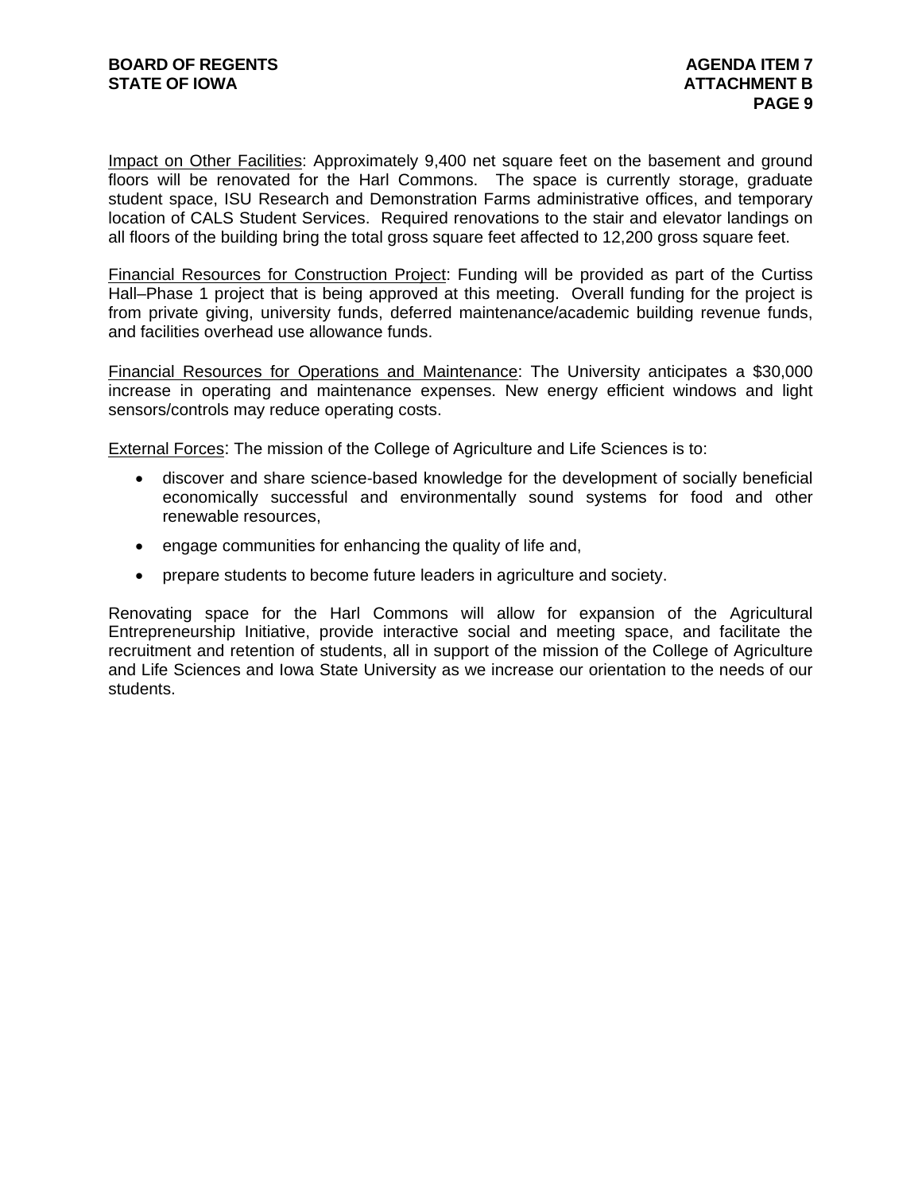Impact on Other Facilities: Approximately 9,400 net square feet on the basement and ground floors will be renovated for the Harl Commons. The space is currently storage, graduate student space, ISU Research and Demonstration Farms administrative offices, and temporary location of CALS Student Services. Required renovations to the stair and elevator landings on all floors of the building bring the total gross square feet affected to 12,200 gross square feet.

Financial Resources for Construction Project: Funding will be provided as part of the Curtiss Hall–Phase 1 project that is being approved at this meeting. Overall funding for the project is from private giving, university funds, deferred maintenance/academic building revenue funds, and facilities overhead use allowance funds.

Financial Resources for Operations and Maintenance: The University anticipates a $30,000 increase in operating and maintenance expenses. New energy efficient windows and light sensors/controls may reduce operating costs.

External Forces: The mission of the College of Agriculture and Life Sciences is to:

- discover and share science-based knowledge for the development of socially beneficial economically successful and environmentally sound systems for food and other renewable resources,
- engage communities for enhancing the quality of life and,
- prepare students to become future leaders in agriculture and society.

Renovating space for the Harl Commons will allow for expansion of the Agricultural Entrepreneurship Initiative, provide interactive social and meeting space, and facilitate the recruitment and retention of students, all in support of the mission of the College of Agriculture and Life Sciences and Iowa State University as we increase our orientation to the needs of our students.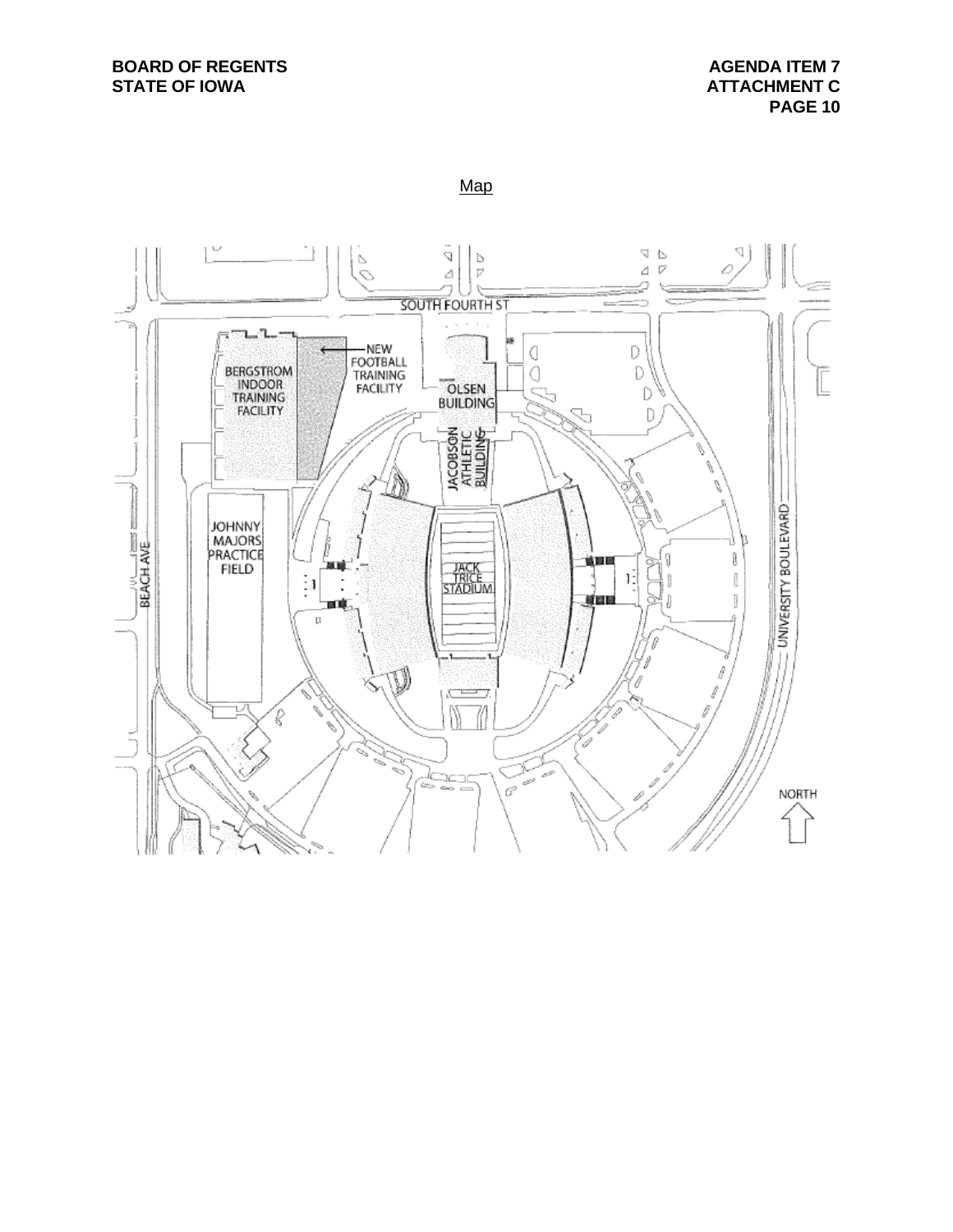Map

BERGSTROM INDOOR TRAINING FACILITY

NEW FOOTBALL TRAINING FACILITY

SOUTH FOURTH ST

OLSEN BUILDING

JACOBSON ATHLETIC BUILDING

JOHNNY MAJORS PRACTICE FIELD

BEACH AVE

JACK TRICE STADIUM

UNIVERSITY BOULEVARD

NORTH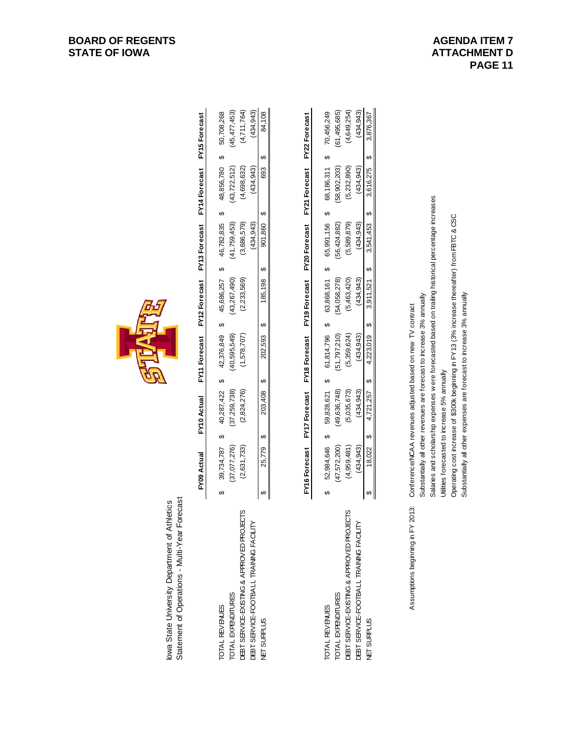Iowa State University Department of Athletics
Statement of Operations - Multi-Year Forecast

| | FY09 Actual | FY10 Actual | FY11 Forecast | FY12 Forecast | FY13 Forecast | FY14 Forecast | FY15 Forecast |
|---|---|---|---|---|---|---|---|
| TOTAL REVENUES | $ 39,734,787 | $ 40,287,422 | $ 42,376,849 | $ 45,686,257 | $ 46,782,835 | $ 48,856,780 | $ 50,708,268 |
| TOTAL EXPENDITURES | (37,077,276) | (37,259,738) | (40,595,549) | (43,267,490) | (41,759,453) | (43,722,512) | (45,477,453) |
| DEBT SERVICE-EXISTING & APPROVED PROJECTS | (2,631,733) | (2,824,276) | (1,578,707) | (2,233,569) | (3,686,579) | (4,698,632) | (4,711,764) |
| DEBT SERVICE-FOOTBALL TRAINING FACILITY | | | | | (434,943) | (434,943) | (434,943) |
| NET SURPLUS | $ 25,779 | $ 203,408 | $ 202,593 | $ 185,198 | $ 901,860 | $ 693 | $ 84,108 |

| | FY16 Forecast | FY17 Forecast | FY18 Forecast | FY19 Forecast | FY20 Forecast | FY21 Forecast | FY22 Forecast |
|---|---|---|---|---|---|---|---|
| TOTAL REVENUES | $ 52,984,646 | $ 59,828,621 | $ 61,814,796 | $ 63,868,161 | $ 65,991,156 | $ 68,186,311 | $ 70,456,249 |
| TOTAL EXPENDITURES | (47,572,200) | (49,636,748) | (51,797,210) | (54,058,278) | (56,424,882) | (58,902,203) | (61,495,685) |
| DEBT SERVICE-EXISTING & APPROVED PROJECTS | (4,959,481) | (5,035,673) | (5,359,624) | (5,463,420) | (5,589,879) | (5,232,890) | (4,649,254) |
| DEBT SERVICE-FOOTBALL TRAINING FACILITY | (434,943) | (434,943) | (434,943) | (434,943) | (434,943) | (434,943) | (434,943) |
| NET SURPLUS | $ 18,022 | $ 4,721,257 | $ 4,223,019 | $ 3,911,521 | $ 3,541,453 | $ 3,616,275 | $ 3,876,367 |

Assumptions beginning in FY 2013:
- Conference/NCAA revenues adjusted based on new TV contract
- Substantially all other revenues are forecast to increase 3% annually
- Salaries and scholarship expenses were forecasted based on trailing historical percentage increases
- Utilities forecasted to increase 5% annually
- Operating cost increase of $300k beginning in FY13 (3% increase thereafter) from FBTC & CSC
- Substantially all other expenses are forecast to increase 3% annually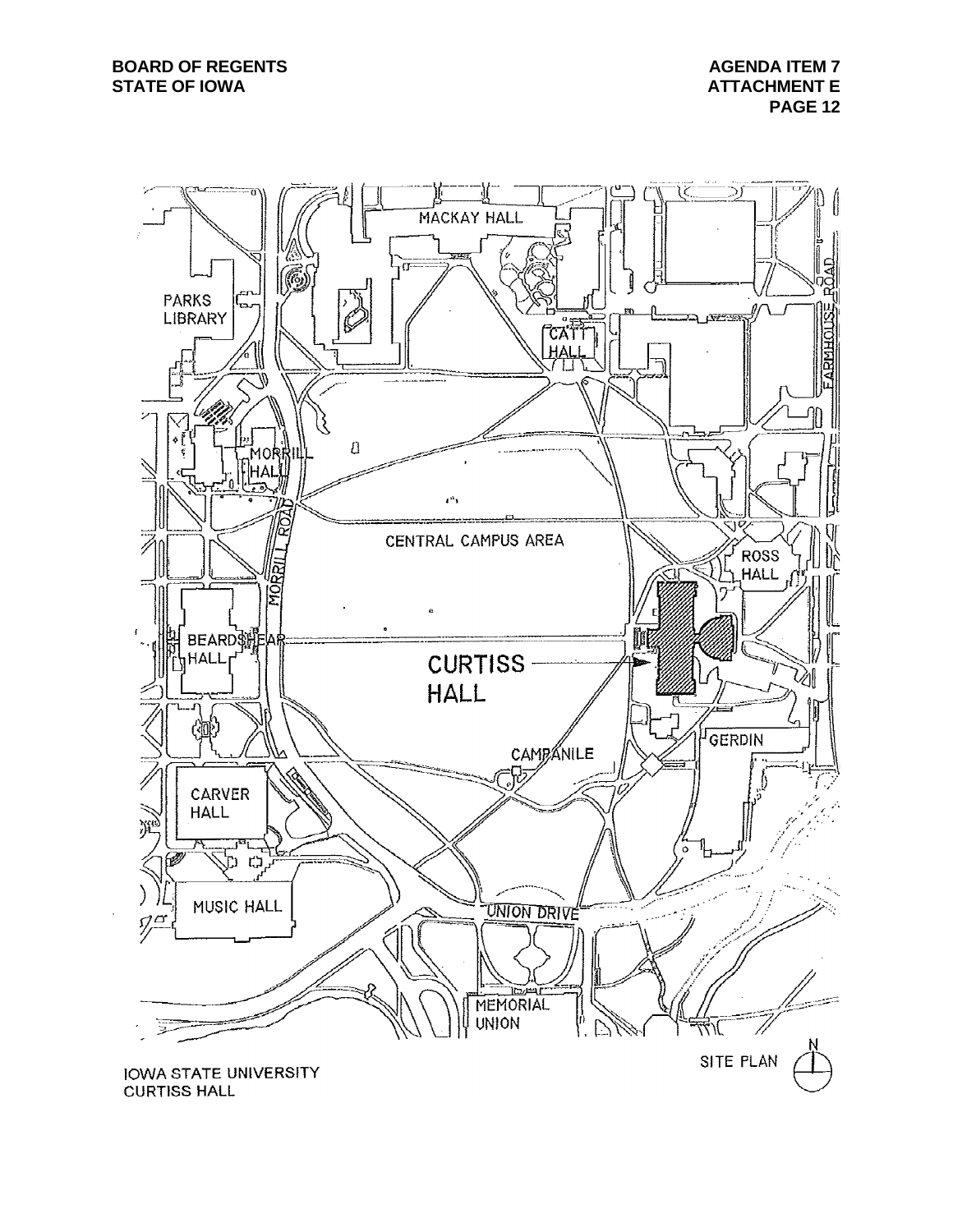MACKAY HALL

PARKS LIBRARY

CATT HALL

FARMHOUSE ROAD

MORRILL HALL

CENTRAL CAMPUS AREA

MORRILL ROAD

ROSS HALL

BEARDSHEAR HALL

CURTISS HALL

GERDIN

CAMPANILE

CARVER HALL

MUSIC HALL

UNION DRIVE

MEMORIAL UNION

SITE PLAN

N

IOWA STATE UNIVERSITY
CURTISS HALL